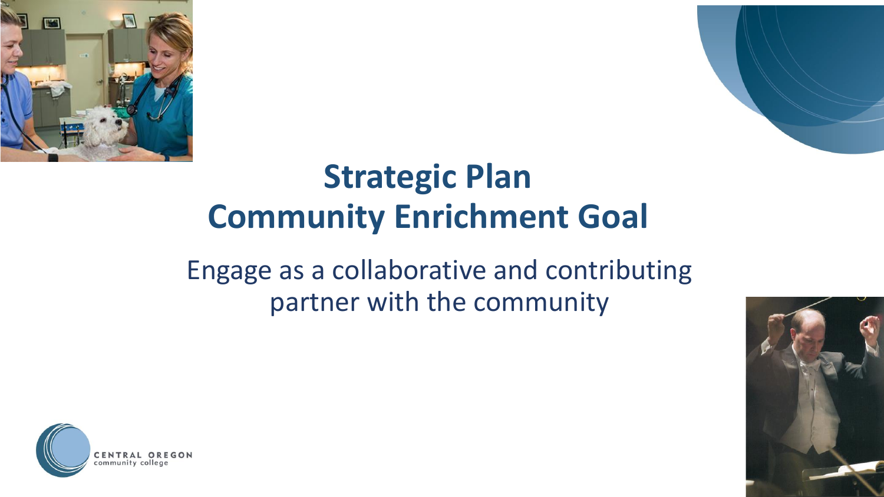# Strategic Plan
# Community Enrichment Goal

Engage as a collaborative and contributing partner with the community

CENTRAL OREGON community college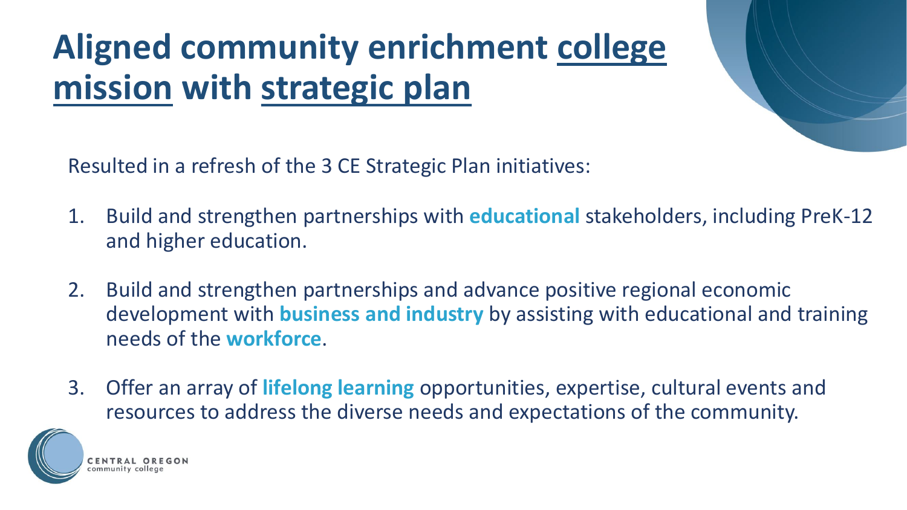# Aligned community enrichment college mission with strategic plan

Resulted in a refresh of the 3 CE Strategic Plan initiatives:

1. Build and strengthen partnerships with **educational** stakeholders, including PreK-12 and higher education.
2. Build and strengthen partnerships and advance positive regional economic development with **business and industry** by assisting with educational and training needs of the **workforce**.
3. Offer an array of **lifelong learning** opportunities, expertise, cultural events and resources to address the diverse needs and expectations of the community.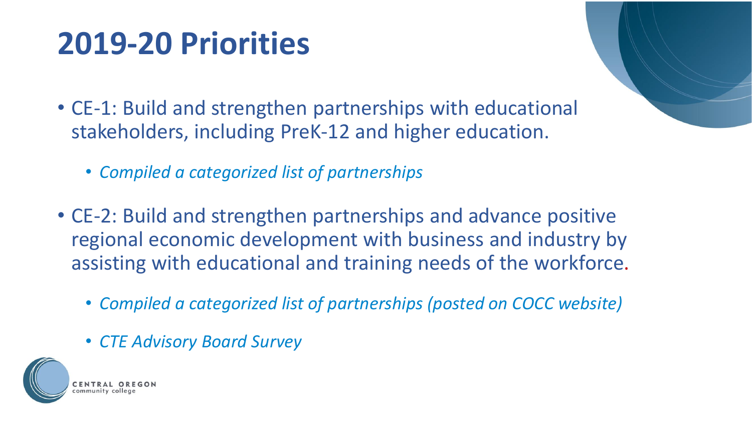# 2019-20 Priorities

- CE-1: Build and strengthen partnerships with educational stakeholders, including PreK-12 and higher education.
  - *Compiled a categorized list of partnerships*
- CE-2: Build and strengthen partnerships and advance positive regional economic development with business and industry by assisting with educational and training needs of the workforce.
  - *Compiled a categorized list of partnerships (posted on COCC website)*
  - *CTE Advisory Board Survey*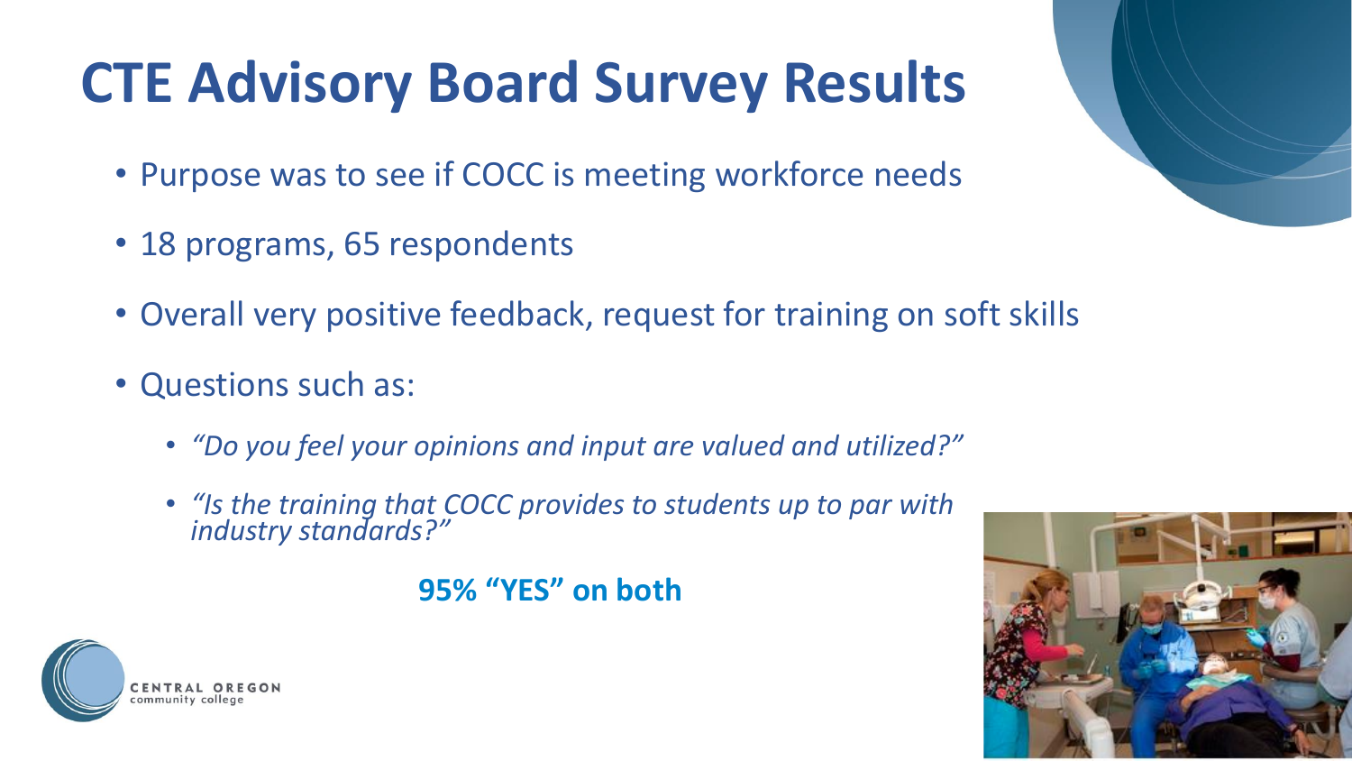# CTE Advisory Board Survey Results

- Purpose was to see if COCC is meeting workforce needs
- 18 programs, 65 respondents
- Overall very positive feedback, request for training on soft skills
- Questions such as:
  - *"Do you feel your opinions and input are valued and utilized?"*
  - *"Is the training that COCC provides to students up to par with industry standards?"*

**95% "YES" on both**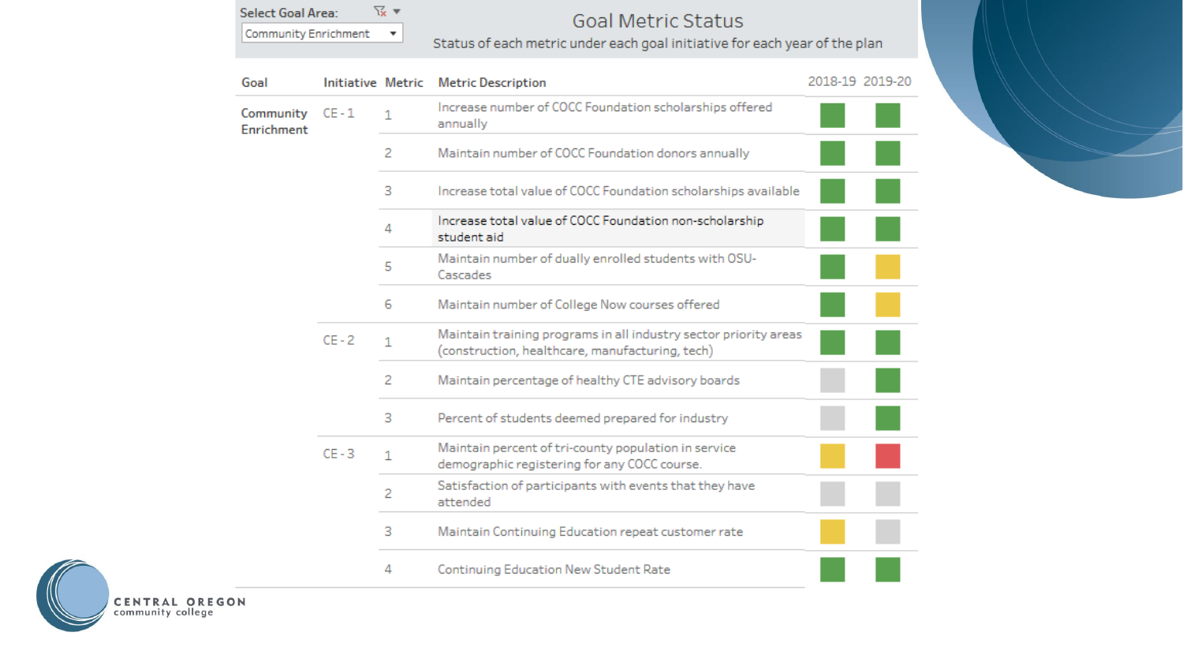Select Goal Area: Community Enrichment

# Goal Metric Status

Status of each metric under each goal initiative for each year of the plan

| Goal | Initiative | Metric | Metric Description | 2018-19 | 2019-20 |
|---|---|---|---|---|---|
| Community Enrichment | CE - 1 | 1 | Increase number of COCC Foundation scholarships offered annually | Green | Green |
| | | 2 | Maintain number of COCC Foundation donors annually | Green | Green |
| | | 3 | Increase total value of COCC Foundation scholarships available | Green | Green |
| | | 4 | Increase total value of COCC Foundation non-scholarship student aid | Green | Green |
| | | 5 | Maintain number of dually enrolled students with OSU-Cascades | Green | Yellow |
| | | 6 | Maintain number of College Now courses offered | Green | Yellow |
| | CE - 2 | 1 | Maintain training programs in all industry sector priority areas (construction, healthcare, manufacturing, tech) | Green | Green |
| | | 2 | Maintain percentage of healthy CTE advisory boards | Gray | Green |
| | | 3 | Percent of students deemed prepared for industry | Gray | Green |
| | CE - 3 | 1 | Maintain percent of tri-county population in service demographic registering for any COCC course. | Yellow | Red |
| | | 2 | Satisfaction of participants with events that they have attended | Gray | Gray |
| | | 3 | Maintain Continuing Education repeat customer rate | Yellow | Gray |
| | | 4 | Continuing Education New Student Rate | Green | Green |

CENTRAL OREGON community college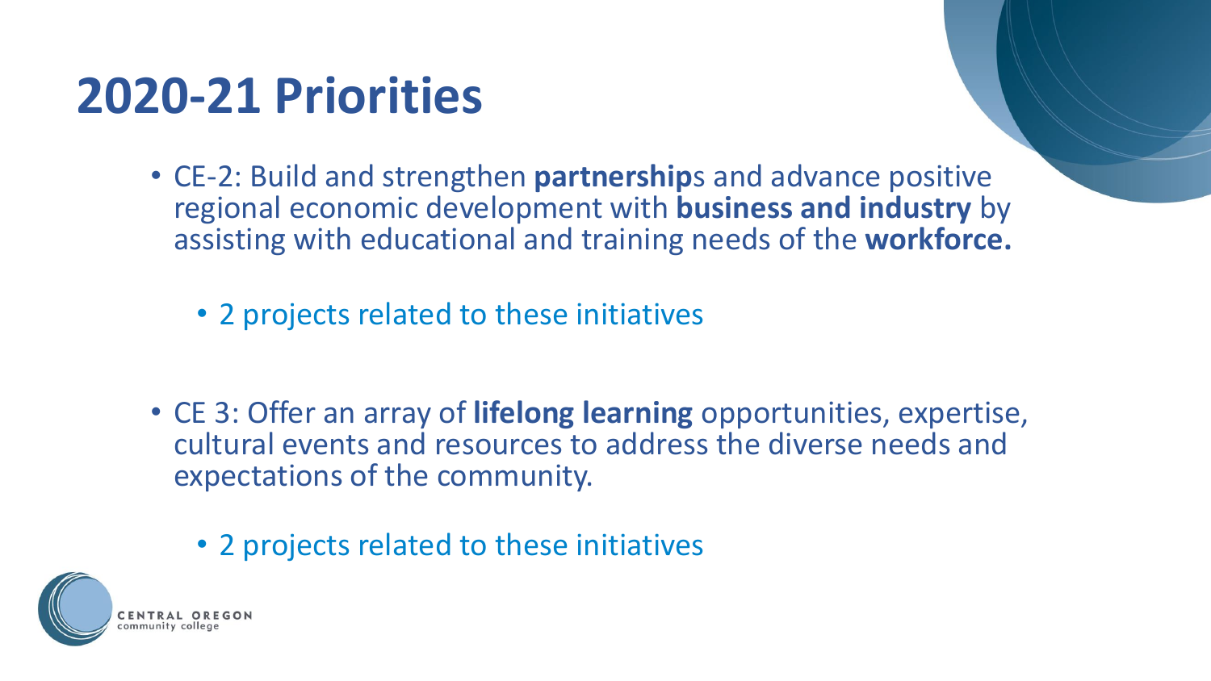# 2020-21 Priorities

- CE-2: Build and strengthen **partnership**s and advance positive regional economic development with **business and industry** by assisting with educational and training needs of the **workforce.**
  - 2 projects related to these initiatives

- CE 3: Offer an array of **lifelong learning** opportunities, expertise, cultural events and resources to address the diverse needs and expectations of the community.
  - 2 projects related to these initiatives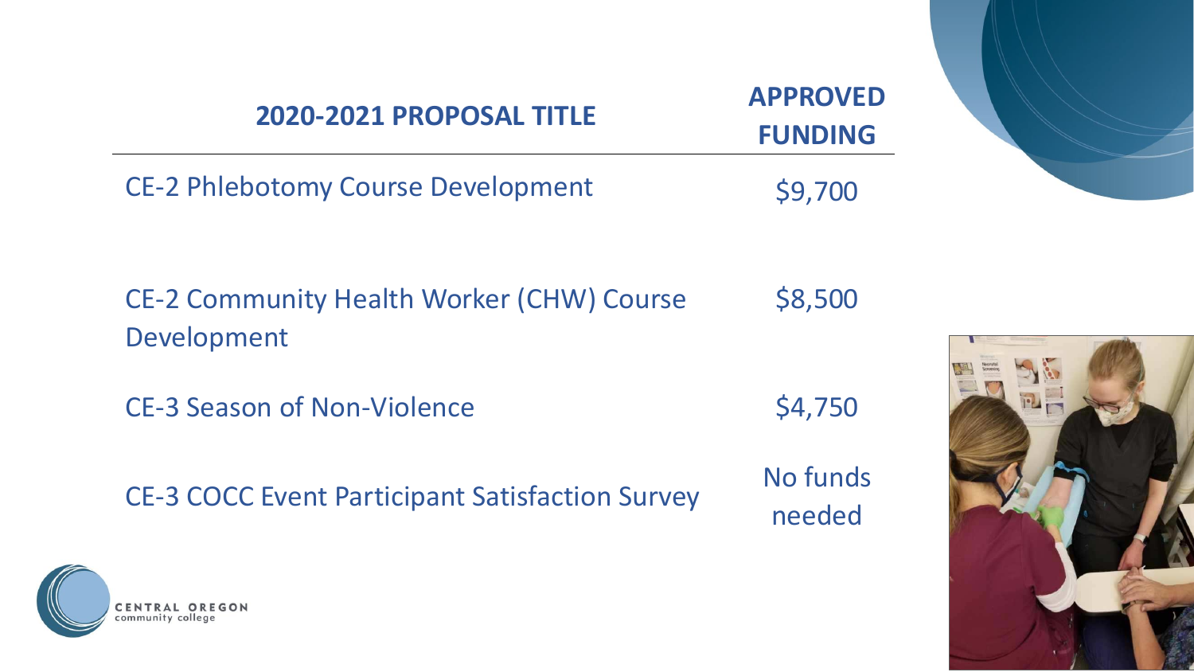| 2020-2021 PROPOSAL TITLE | APPROVED FUNDING |
|---|---|
| CE-2 Phlebotomy Course Development | $9,700 |
| CE-2 Community Health Worker (CHW) Course Development | $8,500 |
| CE-3 Season of Non-Violence | $4,750 |
| CE-3 COCC Event Participant Satisfaction Survey | No funds needed |

CENTRAL OREGON community college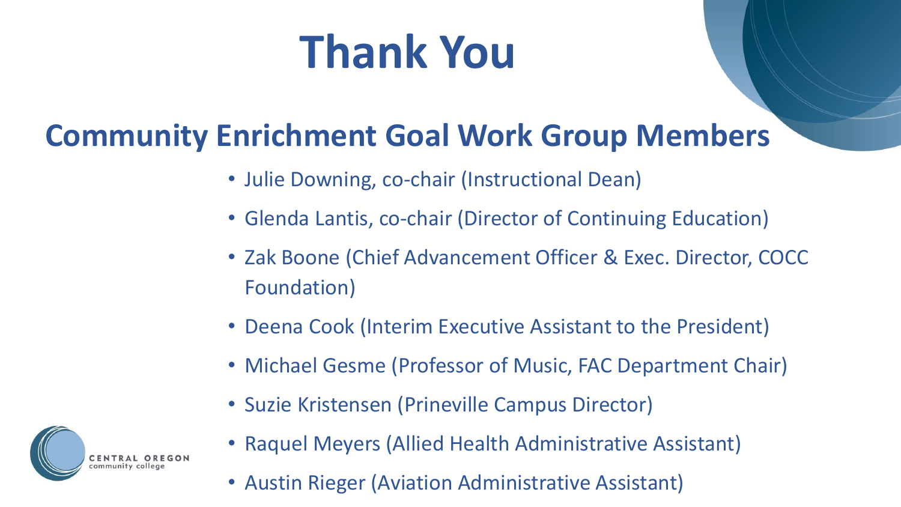# Thank You

## Community Enrichment Goal Work Group Members

- Julie Downing, co-chair (Instructional Dean)
- Glenda Lantis, co-chair (Director of Continuing Education)
- Zak Boone (Chief Advancement Officer & Exec. Director, COCC Foundation)
- Deena Cook (Interim Executive Assistant to the President)
- Michael Gesme (Professor of Music, FAC Department Chair)
- Suzie Kristensen (Prineville Campus Director)
- Raquel Meyers (Allied Health Administrative Assistant)
- Austin Rieger (Aviation Administrative Assistant)

CENTRAL OREGON community college